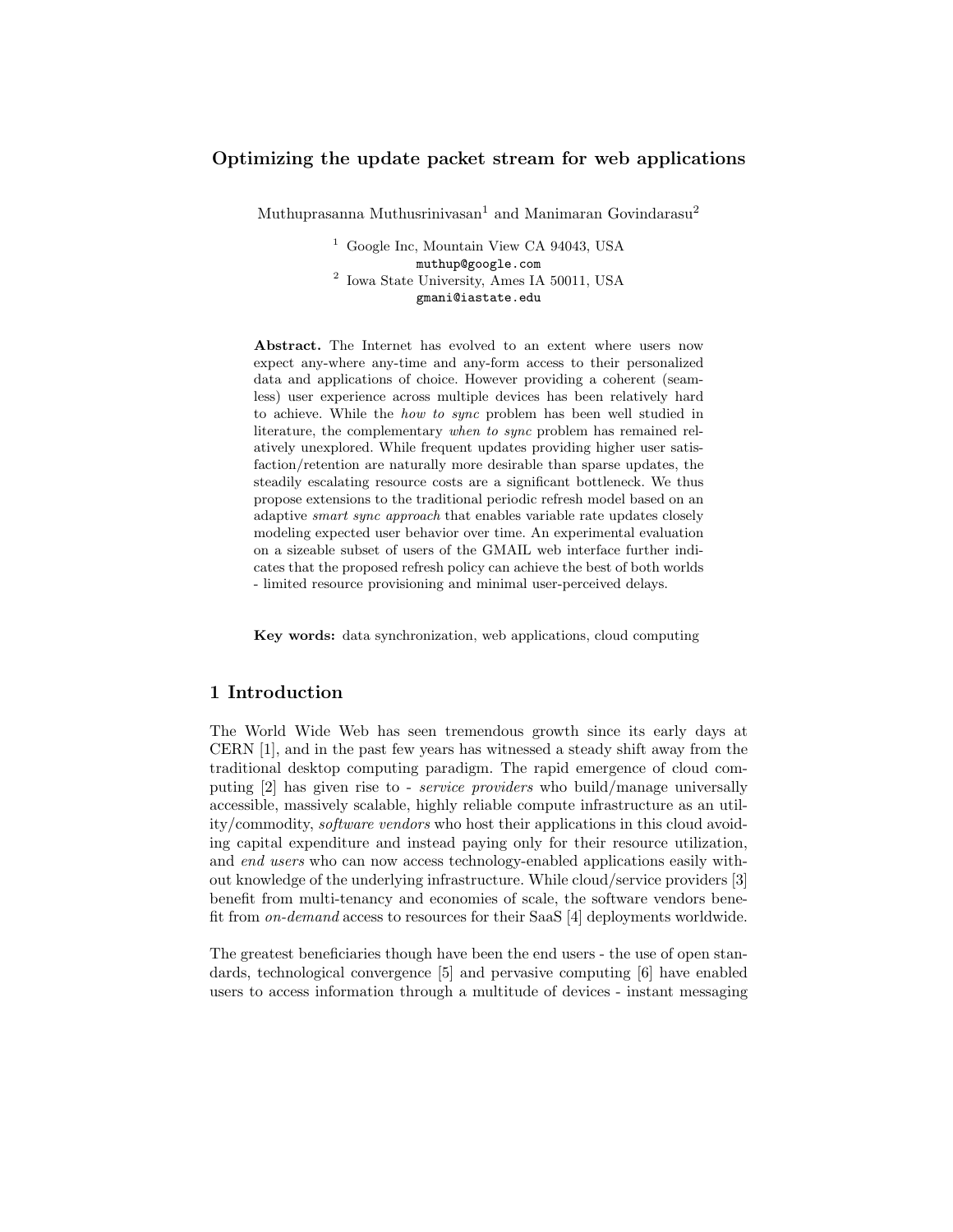# Optimizing the update packet stream for web applications

Muthuprasanna Muthusrinivasan[1] and Manimaran Govindarasu[2]

[1] Google Inc, Mountain View CA 94043, USA
`muthup@google.com`
[2] Iowa State University, Ames IA 50011, USA
`gmani@iastate.edu`

**Abstract.** The Internet has evolved to an extent where users now expect any-where any-time and any-form access to their personalized data and applications of choice. However providing a coherent (seamless) user experience across multiple devices has been relatively hard to achieve. While the *how to sync* problem has been well studied in literature, the complementary *when to sync* problem has remained relatively unexplored. While frequent updates providing higher user satisfaction/retention are naturally more desirable than sparse updates, the steadily escalating resource costs are a significant bottleneck. We thus propose extensions to the traditional periodic refresh model based on an adaptive *smart sync approach* that enables variable rate updates closely modeling expected user behavior over time. An experimental evaluation on a sizeable subset of users of the GMAIL web interface further indicates that the proposed refresh policy can achieve the best of both worlds - limited resource provisioning and minimal user-perceived delays.

**Key words:** data synchronization, web applications, cloud computing

## 1 Introduction

The World Wide Web has seen tremendous growth since its early days at CERN [1], and in the past few years has witnessed a steady shift away from the traditional desktop computing paradigm. The rapid emergence of cloud computing [2] has given rise to - *service providers* who build/manage universally accessible, massively scalable, highly reliable compute infrastructure as an utility/commodity, *software vendors* who host their applications in this cloud avoiding capital expenditure and instead paying only for their resource utilization, and *end users* who can now access technology-enabled applications easily without knowledge of the underlying infrastructure. While cloud/service providers [3] benefit from multi-tenancy and economies of scale, the software vendors benefit from *on-demand* access to resources for their SaaS [4] deployments worldwide.

The greatest beneficiaries though have been the end users - the use of open standards, technological convergence [5] and pervasive computing [6] have enabled users to access information through a multitude of devices - instant messaging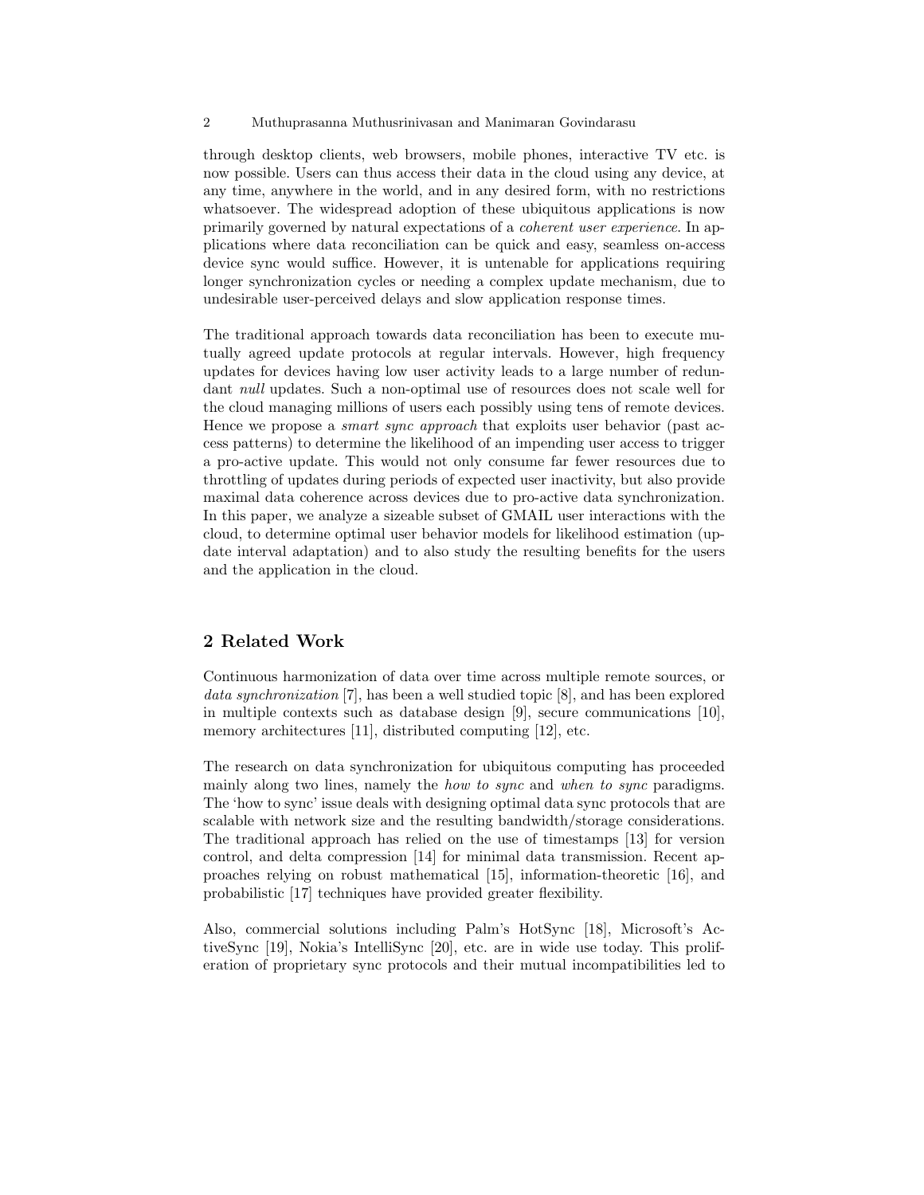through desktop clients, web browsers, mobile phones, interactive TV etc. is now possible. Users can thus access their data in the cloud using any device, at any time, anywhere in the world, and in any desired form, with no restrictions whatsoever. The widespread adoption of these ubiquitous applications is now primarily governed by natural expectations of a *coherent user experience*. In applications where data reconciliation can be quick and easy, seamless on-access device sync would suffice. However, it is untenable for applications requiring longer synchronization cycles or needing a complex update mechanism, due to undesirable user-perceived delays and slow application response times.

The traditional approach towards data reconciliation has been to execute mutually agreed update protocols at regular intervals. However, high frequency updates for devices having low user activity leads to a large number of redundant *null* updates. Such a non-optimal use of resources does not scale well for the cloud managing millions of users each possibly using tens of remote devices. Hence we propose a *smart sync approach* that exploits user behavior (past access patterns) to determine the likelihood of an impending user access to trigger a pro-active update. This would not only consume far fewer resources due to throttling of updates during periods of expected user inactivity, but also provide maximal data coherence across devices due to pro-active data synchronization. In this paper, we analyze a sizeable subset of GMAIL user interactions with the cloud, to determine optimal user behavior models for likelihood estimation (update interval adaptation) and to also study the resulting benefits for the users and the application in the cloud.

## 2 Related Work

Continuous harmonization of data over time across multiple remote sources, or *data synchronization* [7], has been a well studied topic [8], and has been explored in multiple contexts such as database design [9], secure communications [10], memory architectures [11], distributed computing [12], etc.

The research on data synchronization for ubiquitous computing has proceeded mainly along two lines, namely the *how to sync* and *when to sync* paradigms. The 'how to sync' issue deals with designing optimal data sync protocols that are scalable with network size and the resulting bandwidth/storage considerations. The traditional approach has relied on the use of timestamps [13] for version control, and delta compression [14] for minimal data transmission. Recent approaches relying on robust mathematical [15], information-theoretic [16], and probabilistic [17] techniques have provided greater flexibility.

Also, commercial solutions including Palm's HotSync [18], Microsoft's ActiveSync [19], Nokia's IntelliSync [20], etc. are in wide use today. This proliferation of proprietary sync protocols and their mutual incompatibilities led to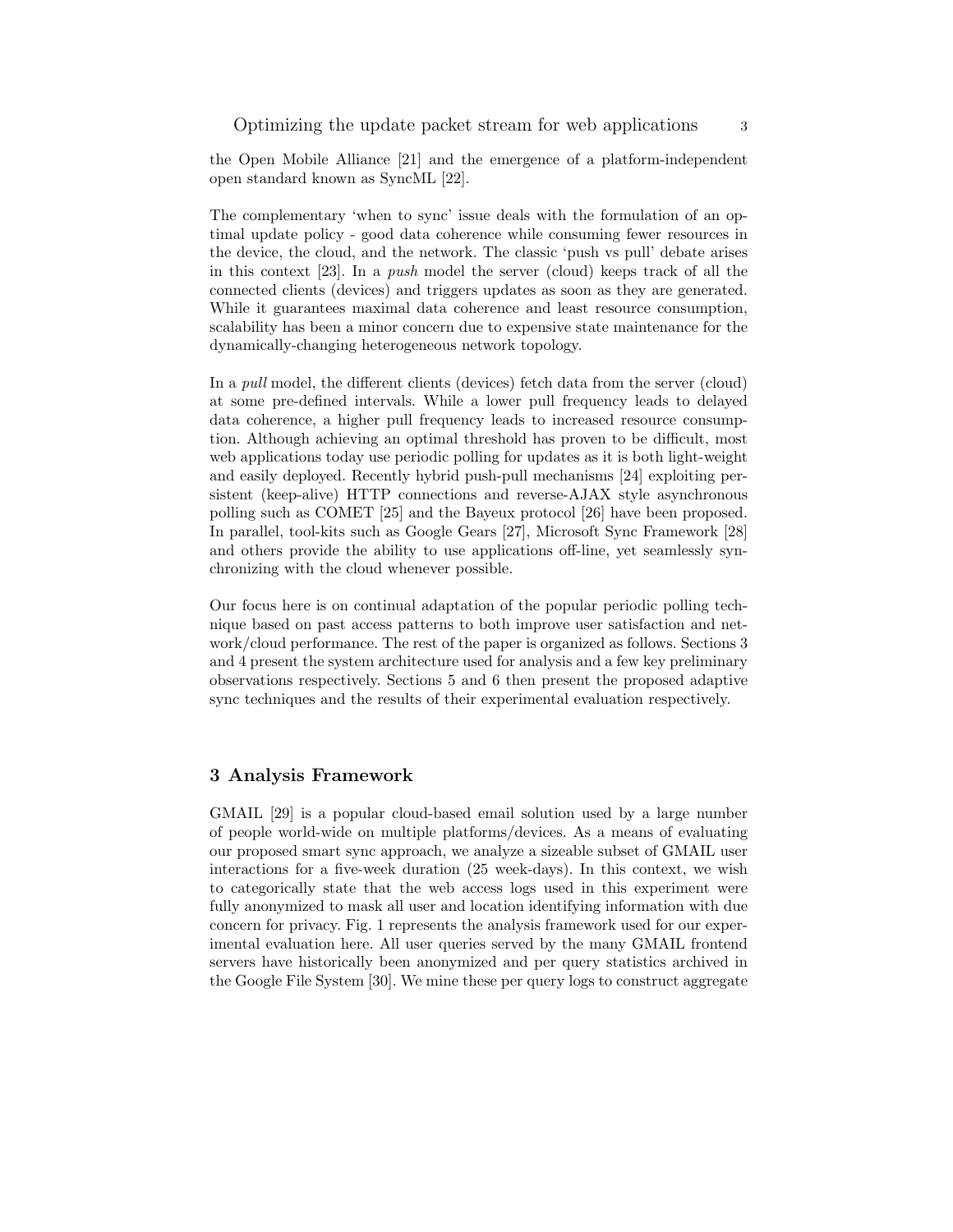the Open Mobile Alliance [21] and the emergence of a platform-independent open standard known as SyncML [22].

The complementary 'when to sync' issue deals with the formulation of an optimal update policy - good data coherence while consuming fewer resources in the device, the cloud, and the network. The classic 'push vs pull' debate arises in this context [23]. In a *push* model the server (cloud) keeps track of all the connected clients (devices) and triggers updates as soon as they are generated. While it guarantees maximal data coherence and least resource consumption, scalability has been a minor concern due to expensive state maintenance for the dynamically-changing heterogeneous network topology.

In a *pull* model, the different clients (devices) fetch data from the server (cloud) at some pre-defined intervals. While a lower pull frequency leads to delayed data coherence, a higher pull frequency leads to increased resource consumption. Although achieving an optimal threshold has proven to be difficult, most web applications today use periodic polling for updates as it is both light-weight and easily deployed. Recently hybrid push-pull mechanisms [24] exploiting persistent (keep-alive) HTTP connections and reverse-AJAX style asynchronous polling such as COMET [25] and the Bayeux protocol [26] have been proposed. In parallel, tool-kits such as Google Gears [27], Microsoft Sync Framework [28] and others provide the ability to use applications off-line, yet seamlessly synchronizing with the cloud whenever possible.

Our focus here is on continual adaptation of the popular periodic polling technique based on past access patterns to both improve user satisfaction and network/cloud performance. The rest of the paper is organized as follows. Sections 3 and 4 present the system architecture used for analysis and a few key preliminary observations respectively. Sections 5 and 6 then present the proposed adaptive sync techniques and the results of their experimental evaluation respectively.

## 3 Analysis Framework

GMAIL [29] is a popular cloud-based email solution used by a large number of people world-wide on multiple platforms/devices. As a means of evaluating our proposed smart sync approach, we analyze a sizeable subset of GMAIL user interactions for a five-week duration (25 week-days). In this context, we wish to categorically state that the web access logs used in this experiment were fully anonymized to mask all user and location identifying information with due concern for privacy. Fig. 1 represents the analysis framework used for our experimental evaluation here. All user queries served by the many GMAIL frontend servers have historically been anonymized and per query statistics archived in the Google File System [30]. We mine these per query logs to construct aggregate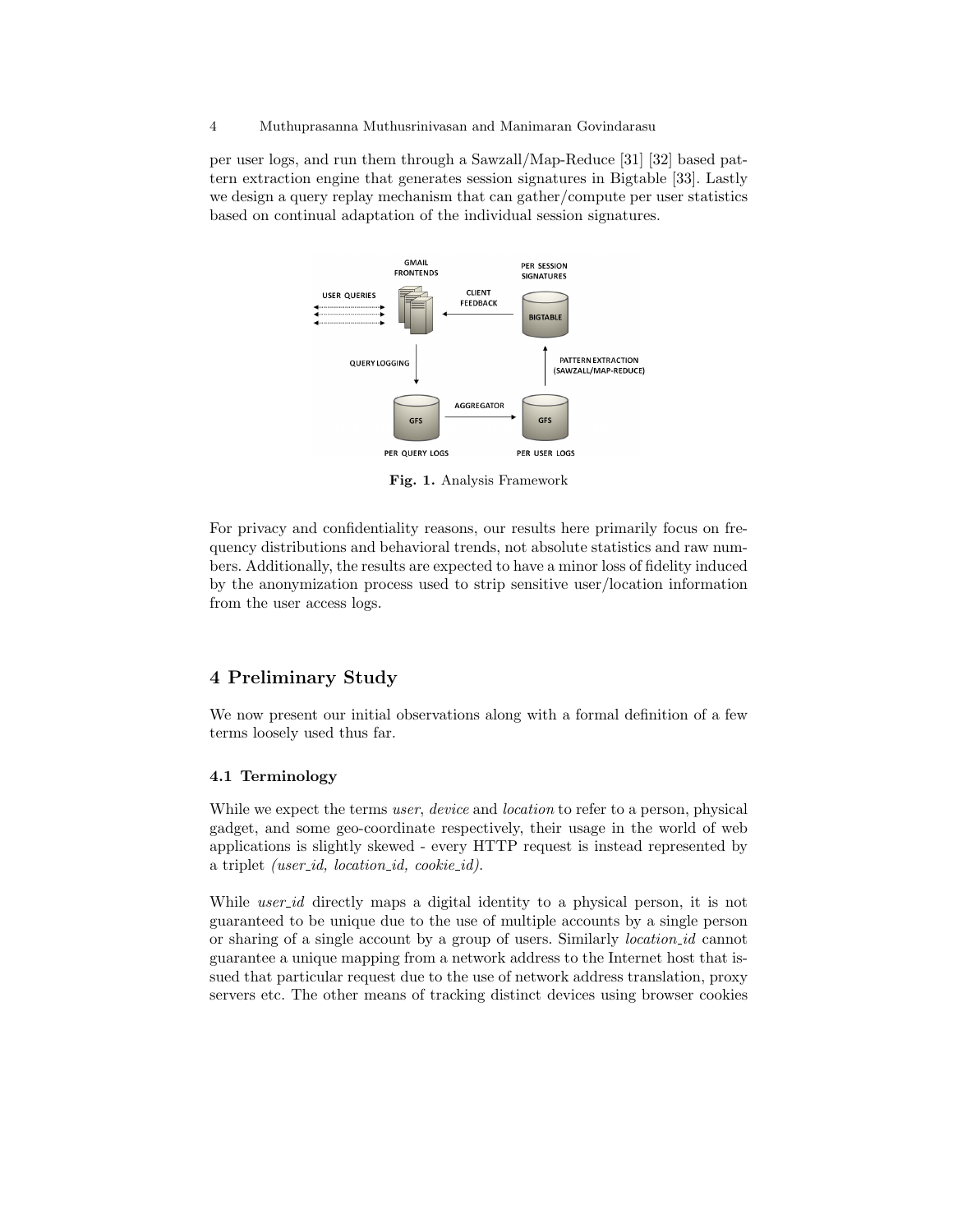per user logs, and run them through a Sawzall/Map-Reduce [31] [32] based pattern extraction engine that generates session signatures in Bigtable [33]. Lastly we design a query replay mechanism that can gather/compute per user statistics based on continual adaptation of the individual session signatures.

**Fig. 1.** Analysis Framework

For privacy and confidentiality reasons, our results here primarily focus on frequency distributions and behavioral trends, not absolute statistics and raw numbers. Additionally, the results are expected to have a minor loss of fidelity induced by the anonymization process used to strip sensitive user/location information from the user access logs.

## 4 Preliminary Study

We now present our initial observations along with a formal definition of a few terms loosely used thus far.

### 4.1 Terminology

While we expect the terms *user*, *device* and *location* to refer to a person, physical gadget, and some geo-coordinate respectively, their usage in the world of web applications is slightly skewed - every HTTP request is instead represented by a triplet *(user_id, location_id, cookie_id)*.

While *user_id* directly maps a digital identity to a physical person, it is not guaranteed to be unique due to the use of multiple accounts by a single person or sharing of a single account by a group of users. Similarly *location_id* cannot guarantee a unique mapping from a network address to the Internet host that issued that particular request due to the use of network address translation, proxy servers etc. The other means of tracking distinct devices using browser cookies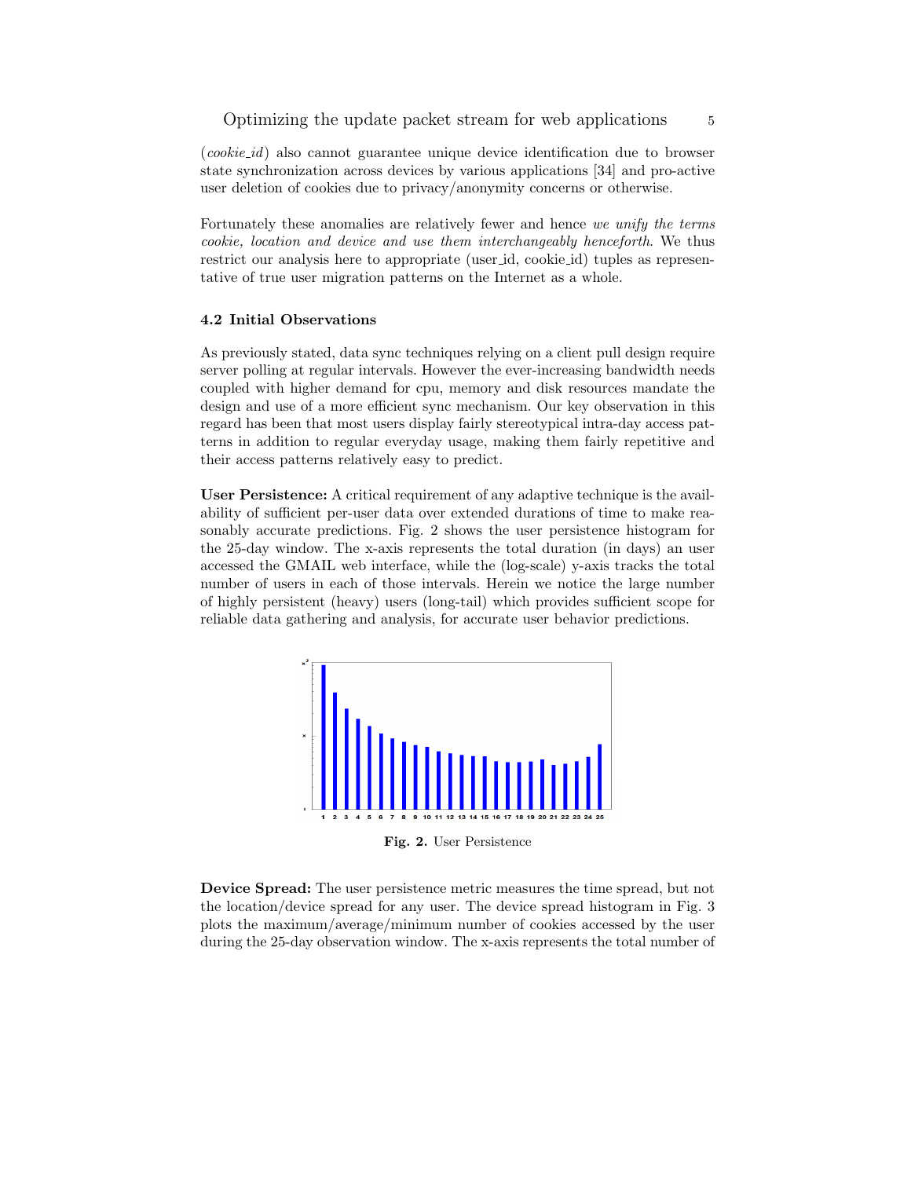(*cookie_id*) also cannot guarantee unique device identification due to browser state synchronization across devices by various applications [34] and pro-active user deletion of cookies due to privacy/anonymity concerns or otherwise.

Fortunately these anomalies are relatively fewer and hence *we unify the terms cookie, location and device and use them interchangeably henceforth*. We thus restrict our analysis here to appropriate (user_id, cookie_id) tuples as representative of true user migration patterns on the Internet as a whole.

### 4.2 Initial Observations

As previously stated, data sync techniques relying on a client pull design require server polling at regular intervals. However the ever-increasing bandwidth needs coupled with higher demand for cpu, memory and disk resources mandate the design and use of a more efficient sync mechanism. Our key observation in this regard has been that most users display fairly stereotypical intra-day access patterns in addition to regular everyday usage, making them fairly repetitive and their access patterns relatively easy to predict.

**User Persistence:** A critical requirement of any adaptive technique is the availability of sufficient per-user data over extended durations of time to make reasonably accurate predictions. Fig. 2 shows the user persistence histogram for the 25-day window. The x-axis represents the total duration (in days) an user accessed the GMAIL web interface, while the (log-scale) y-axis tracks the total number of users in each of those intervals. Herein we notice the large number of highly persistent (heavy) users (long-tail) which provides sufficient scope for reliable data gathering and analysis, for accurate user behavior predictions.

**Fig. 2.** User Persistence

**Device Spread:** The user persistence metric measures the time spread, but not the location/device spread for any user. The device spread histogram in Fig. 3 plots the maximum/average/minimum number of cookies accessed by the user during the 25-day observation window. The x-axis represents the total number of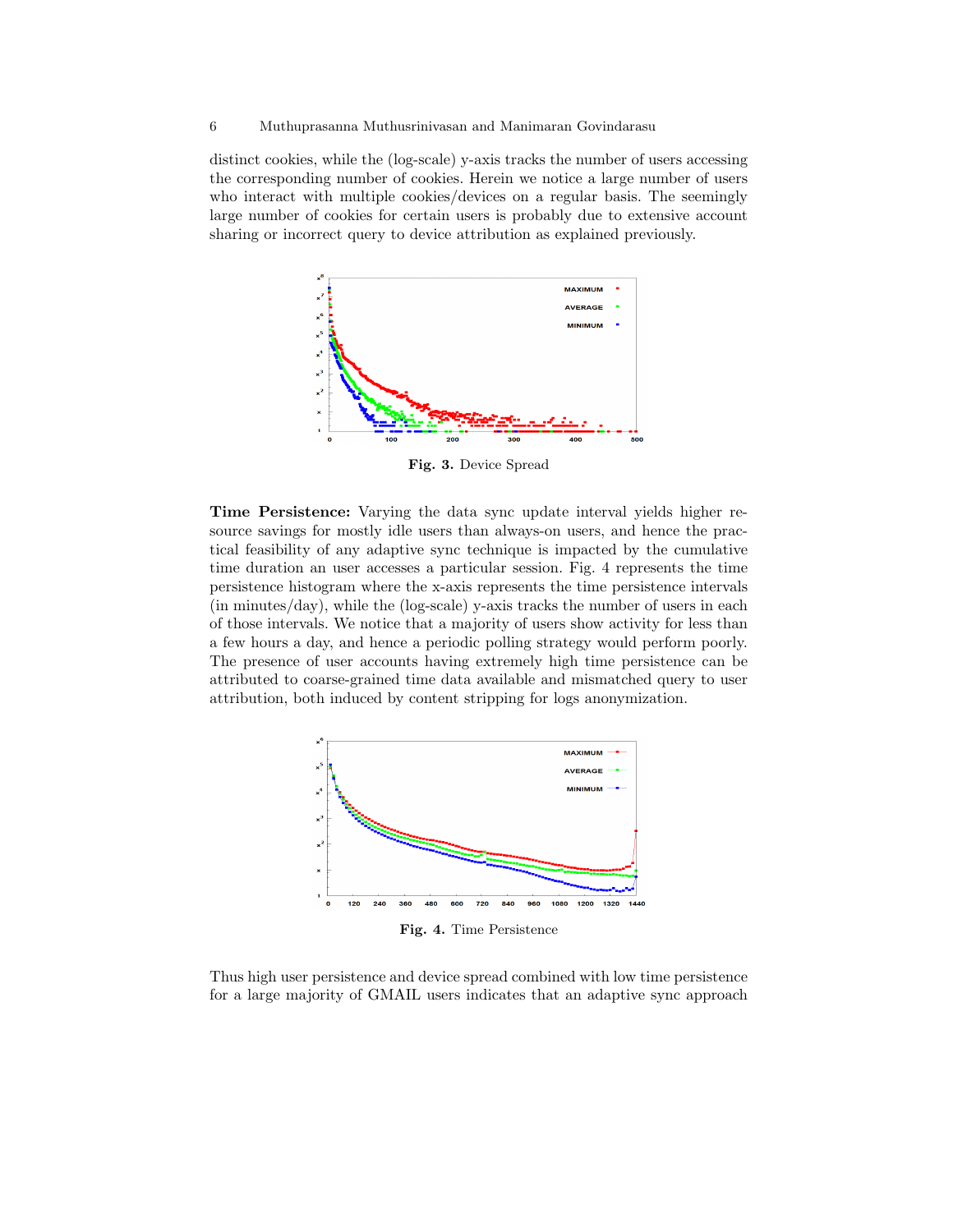distinct cookies, while the (log-scale) y-axis tracks the number of users accessing the corresponding number of cookies. Herein we notice a large number of users who interact with multiple cookies/devices on a regular basis. The seemingly large number of cookies for certain users is probably due to extensive account sharing or incorrect query to device attribution as explained previously.

**Fig. 3.** Device Spread

**Time Persistence:** Varying the data sync update interval yields higher resource savings for mostly idle users than always-on users, and hence the practical feasibility of any adaptive sync technique is impacted by the cumulative time duration an user accesses a particular session. Fig. 4 represents the time persistence histogram where the x-axis represents the time persistence intervals (in minutes/day), while the (log-scale) y-axis tracks the number of users in each of those intervals. We notice that a majority of users show activity for less than a few hours a day, and hence a periodic polling strategy would perform poorly. The presence of user accounts having extremely high time persistence can be attributed to coarse-grained time data available and mismatched query to user attribution, both induced by content stripping for logs anonymization.

**Fig. 4.** Time Persistence

Thus high user persistence and device spread combined with low time persistence for a large majority of GMAIL users indicates that an adaptive sync approach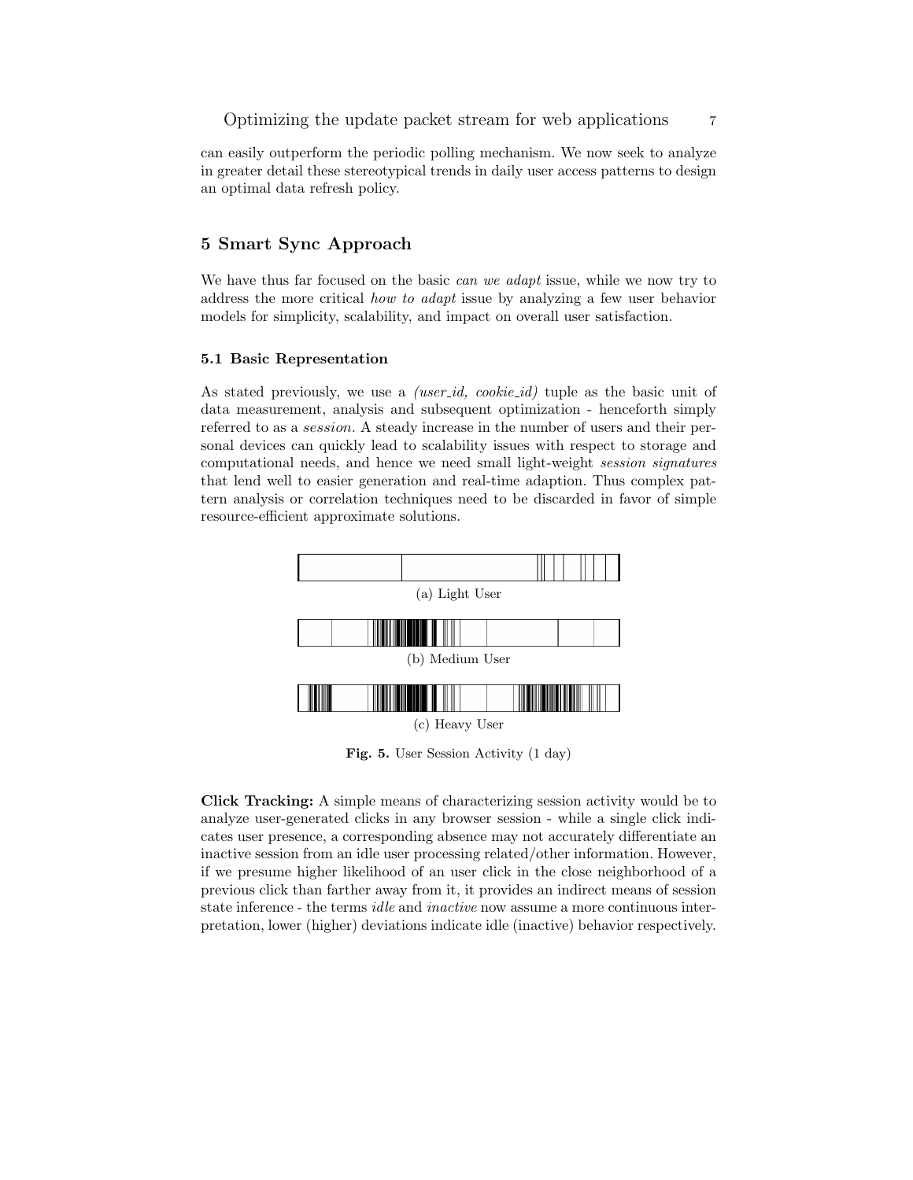can easily outperform the periodic polling mechanism. We now seek to analyze in greater detail these stereotypical trends in daily user access patterns to design an optimal data refresh policy.

## 5 Smart Sync Approach

We have thus far focused on the basic *can we adapt* issue, while we now try to address the more critical *how to adapt* issue by analyzing a few user behavior models for simplicity, scalability, and impact on overall user satisfaction.

### 5.1 Basic Representation

As stated previously, we use a *(user_id, cookie_id)* tuple as the basic unit of data measurement, analysis and subsequent optimization - henceforth simply referred to as a *session*. A steady increase in the number of users and their personal devices can quickly lead to scalability issues with respect to storage and computational needs, and hence we need small light-weight *session signatures* that lend well to easier generation and real-time adaption. Thus complex pattern analysis or correlation techniques need to be discarded in favor of simple resource-efficient approximate solutions.

(a) Light User

(b) Medium User

(c) Heavy User

**Fig. 5.** User Session Activity (1 day)

**Click Tracking:** A simple means of characterizing session activity would be to analyze user-generated clicks in any browser session - while a single click indicates user presence, a corresponding absence may not accurately differentiate an inactive session from an idle user processing related/other information. However, if we presume higher likelihood of an user click in the close neighborhood of a previous click than farther away from it, it provides an indirect means of session state inference - the terms *idle* and *inactive* now assume a more continuous interpretation, lower (higher) deviations indicate idle (inactive) behavior respectively.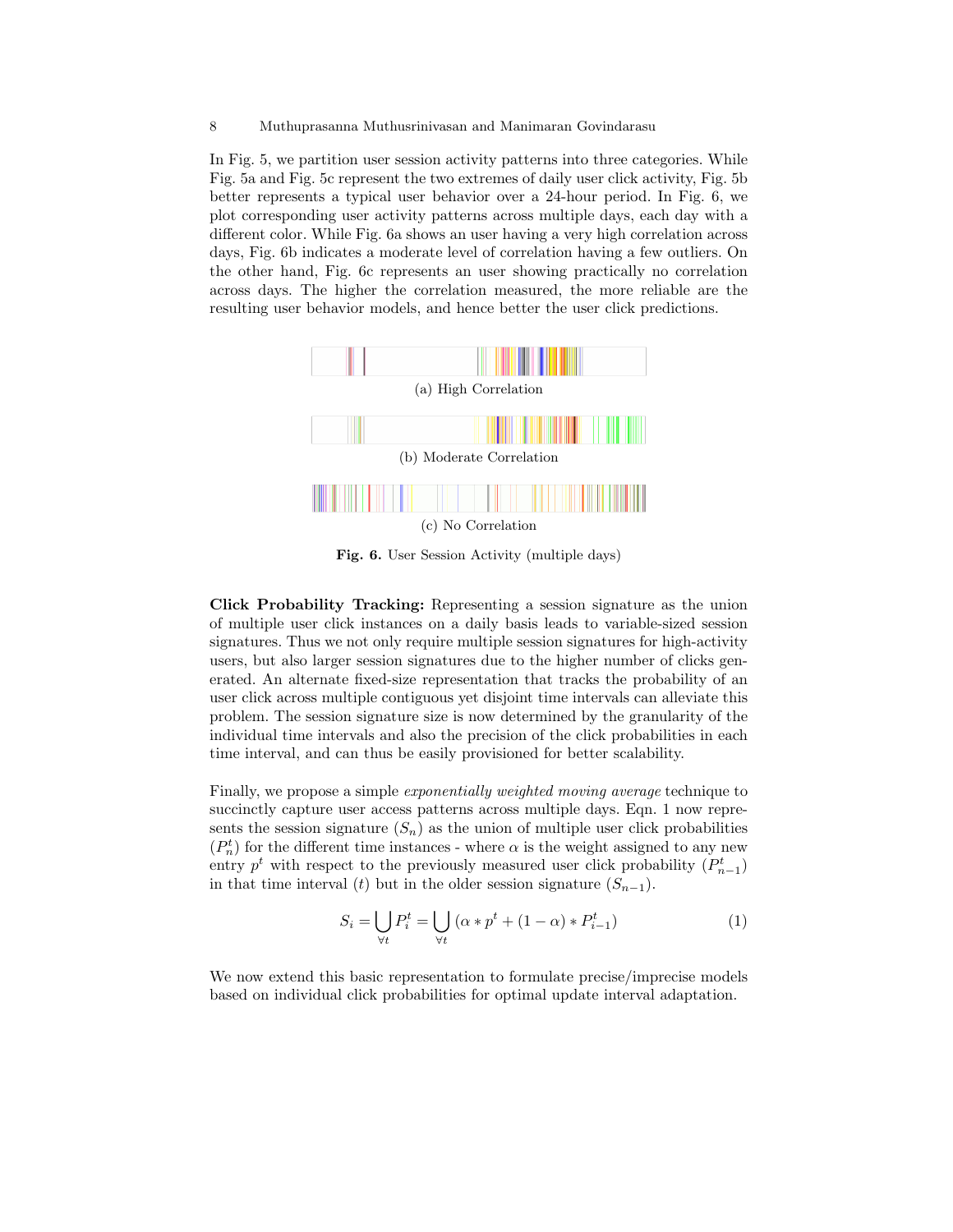In Fig. 5, we partition user session activity patterns into three categories. While Fig. 5a and Fig. 5c represent the two extremes of daily user click activity, Fig. 5b better represents a typical user behavior over a 24-hour period. In Fig. 6, we plot corresponding user activity patterns across multiple days, each day with a different color. While Fig. 6a shows an user having a very high correlation across days, Fig. 6b indicates a moderate level of correlation having a few outliers. On the other hand, Fig. 6c represents an user showing practically no correlation across days. The higher the correlation measured, the more reliable are the resulting user behavior models, and hence better the user click predictions.

(a) High Correlation

(b) Moderate Correlation

(c) No Correlation

**Fig. 6.** User Session Activity (multiple days)

**Click Probability Tracking:** Representing a session signature as the union of multiple user click instances on a daily basis leads to variable-sized session signatures. Thus we not only require multiple session signatures for high-activity users, but also larger session signatures due to the higher number of clicks generated. An alternate fixed-size representation that tracks the probability of an user click across multiple contiguous yet disjoint time intervals can alleviate this problem. The session signature size is now determined by the granularity of the individual time intervals and also the precision of the click probabilities in each time interval, and can thus be easily provisioned for better scalability.

Finally, we propose a simple *exponentially weighted moving average* technique to succinctly capture user access patterns across multiple days. Eqn. 1 now represents the session signature ($S_n$) as the union of multiple user click probabilities ($P_n^t$) for the different time instances - where $\alpha$ is the weight assigned to any new entry $p^t$ with respect to the previously measured user click probability ($P_{n-1}^t$) in that time interval ($t$) but in the older session signature ($S_{n-1}$).

$$S_i = \bigcup_{\forall t} P_i^t = \bigcup_{\forall t} (\alpha * p^t + (1 - \alpha) * P_{i-1}^t) \tag{1}$$

We now extend this basic representation to formulate precise/imprecise models based on individual click probabilities for optimal update interval adaptation.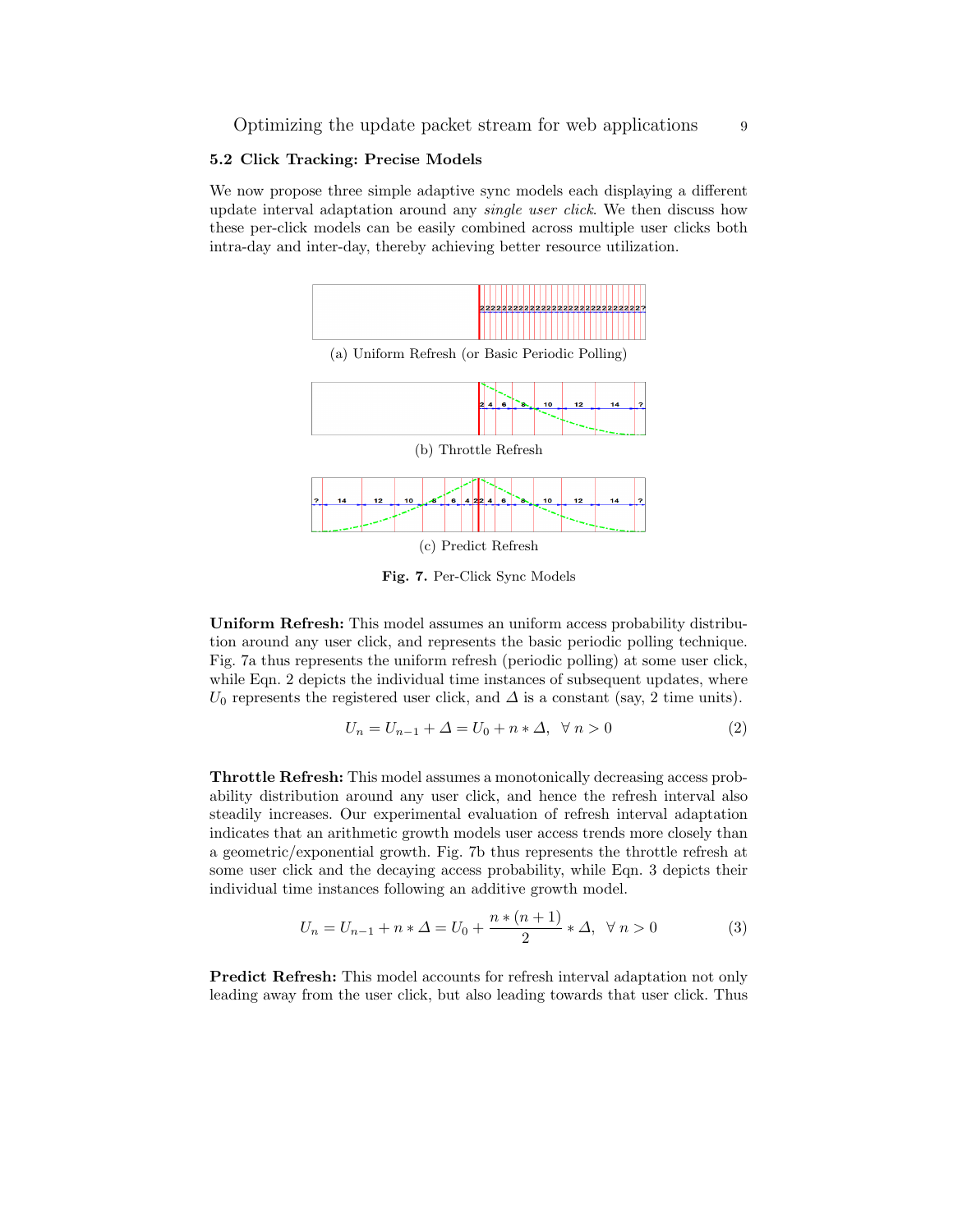### 5.2 Click Tracking: Precise Models

We now propose three simple adaptive sync models each displaying a different update interval adaptation around any *single user click*. We then discuss how these per-click models can be easily combined across multiple user clicks both intra-day and inter-day, thereby achieving better resource utilization.

(a) Uniform Refresh (or Basic Periodic Polling)

(b) Throttle Refresh

(c) Predict Refresh

**Fig. 7.** Per-Click Sync Models

**Uniform Refresh:** This model assumes an uniform access probability distribution around any user click, and represents the basic periodic polling technique. Fig. 7a thus represents the uniform refresh (periodic polling) at some user click, while Eqn. 2 depicts the individual time instances of subsequent updates, where $U_0$ represents the registered user click, and $\Delta$ is a constant (say, 2 time units).

$$U_n = U_{n-1} + \Delta = U_0 + n * \Delta, \;\; \forall \; n > 0 \tag{2}$$

**Throttle Refresh:** This model assumes a monotonically decreasing access probability distribution around any user click, and hence the refresh interval also steadily increases. Our experimental evaluation of refresh interval adaptation indicates that an arithmetic growth models user access trends more closely than a geometric/exponential growth. Fig. 7b thus represents the throttle refresh at some user click and the decaying access probability, while Eqn. 3 depicts their individual time instances following an additive growth model.

$$U_n = U_{n-1} + n * \Delta = U_0 + \frac{n * (n+1)}{2} * \Delta, \;\; \forall \; n > 0 \tag{3}$$

**Predict Refresh:** This model accounts for refresh interval adaptation not only leading away from the user click, but also leading towards that user click. Thus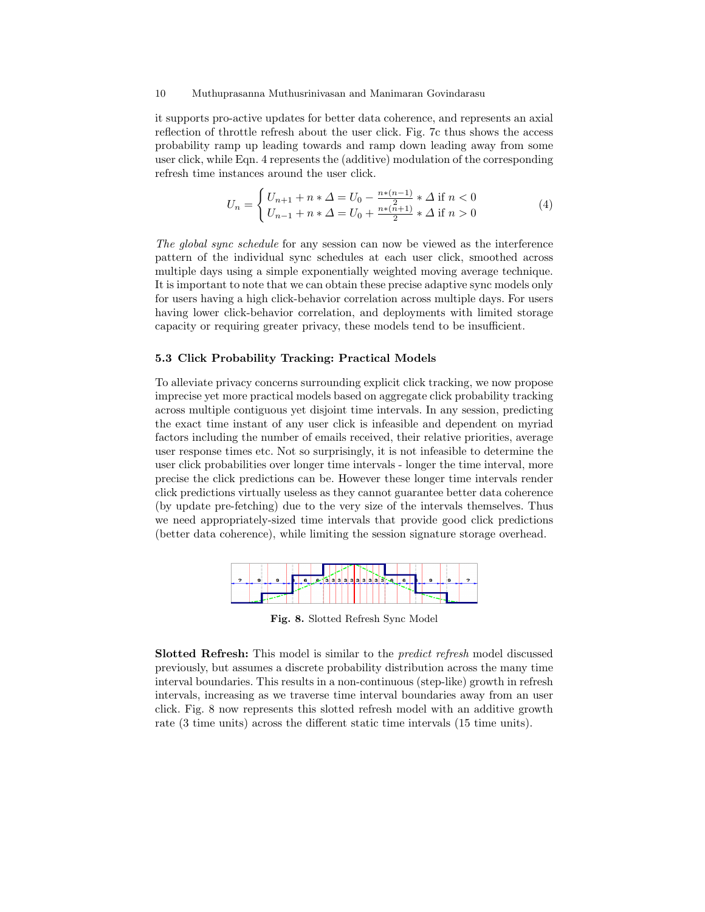it supports pro-active updates for better data coherence, and represents an axial reflection of throttle refresh about the user click. Fig. 7c thus shows the access probability ramp up leading towards and ramp down leading away from some user click, while Eqn. 4 represents the (additive) modulation of the corresponding refresh time instances around the user click.

$$U_n = \begin{cases} U_{n+1} + n * \Delta = U_0 - \frac{n*(n-1)}{2} * \Delta \text{ if } n < 0 \\ U_{n-1} + n * \Delta = U_0 + \frac{n*(n+1)}{2} * \Delta \text{ if } n > 0 \end{cases} \tag{4}$$

*The global sync schedule* for any session can now be viewed as the interference pattern of the individual sync schedules at each user click, smoothed across multiple days using a simple exponentially weighted moving average technique. It is important to note that we can obtain these precise adaptive sync models only for users having a high click-behavior correlation across multiple days. For users having lower click-behavior correlation, and deployments with limited storage capacity or requiring greater privacy, these models tend to be insufficient.

### 5.3 Click Probability Tracking: Practical Models

To alleviate privacy concerns surrounding explicit click tracking, we now propose imprecise yet more practical models based on aggregate click probability tracking across multiple contiguous yet disjoint time intervals. In any session, predicting the exact time instant of any user click is infeasible and dependent on myriad factors including the number of emails received, their relative priorities, average user response times etc. Not so surprisingly, it is not infeasible to determine the user click probabilities over longer time intervals - longer the time interval, more precise the click predictions can be. However these longer time intervals render click predictions virtually useless as they cannot guarantee better data coherence (by update pre-fetching) due to the very size of the intervals themselves. Thus we need appropriately-sized time intervals that provide good click predictions (better data coherence), while limiting the session signature storage overhead.

? 9 9 6 6 3 3 3 3 3 3 3 3 3 3 3 6 6 9 9 ?

**Fig. 8.** Slotted Refresh Sync Model

**Slotted Refresh:** This model is similar to the *predict refresh* model discussed previously, but assumes a discrete probability distribution across the many time interval boundaries. This results in a non-continuous (step-like) growth in refresh intervals, increasing as we traverse time interval boundaries away from an user click. Fig. 8 now represents this slotted refresh model with an additive growth rate (3 time units) across the different static time intervals (15 time units).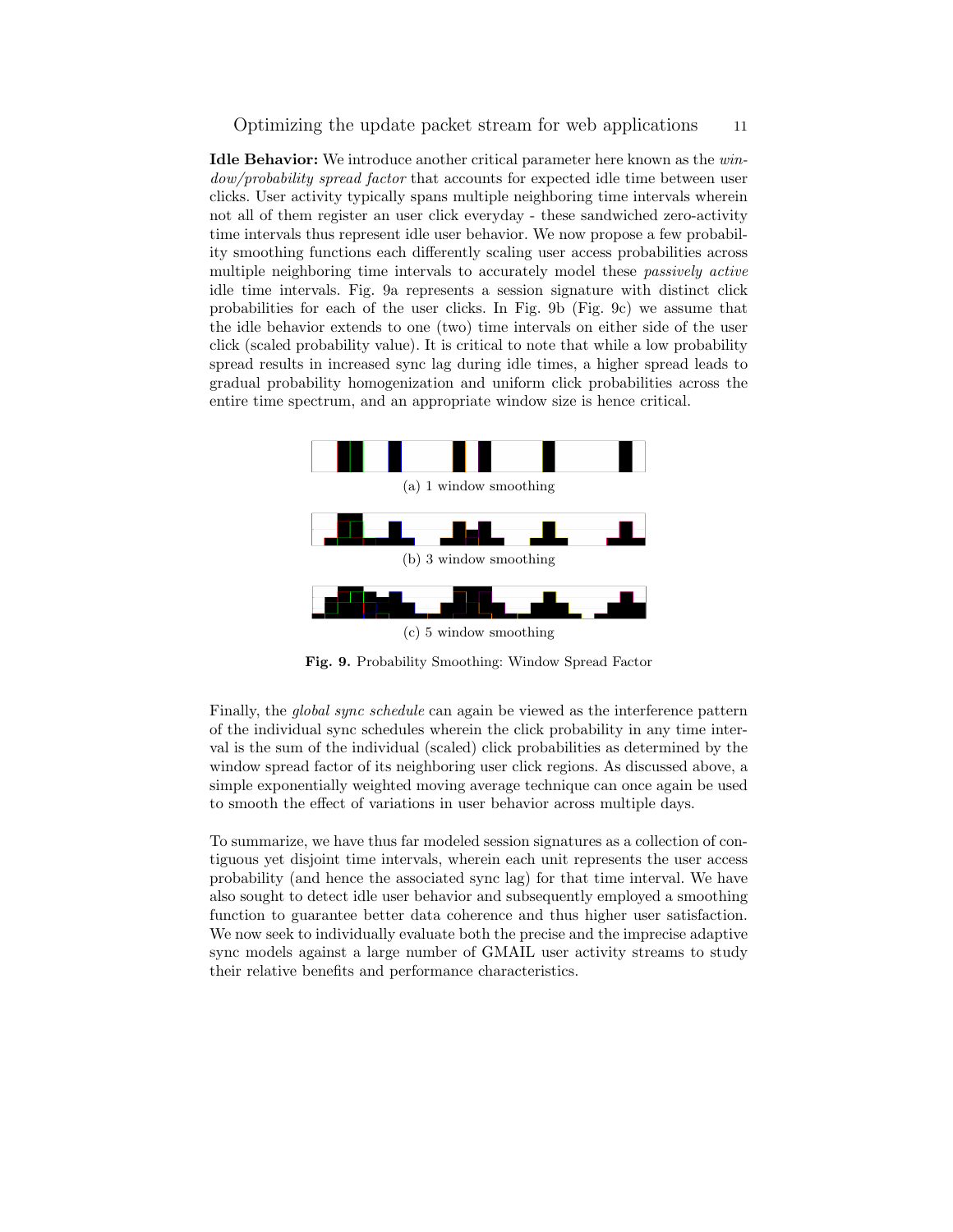**Idle Behavior:** We introduce another critical parameter here known as the *window/probability spread factor* that accounts for expected idle time between user clicks. User activity typically spans multiple neighboring time intervals wherein not all of them register an user click everyday - these sandwiched zero-activity time intervals thus represent idle user behavior. We now propose a few probability smoothing functions each differently scaling user access probabilities across multiple neighboring time intervals to accurately model these *passively active* idle time intervals. Fig. 9a represents a session signature with distinct click probabilities for each of the user clicks. In Fig. 9b (Fig. 9c) we assume that the idle behavior extends to one (two) time intervals on either side of the user click (scaled probability value). It is critical to note that while a low probability spread results in increased sync lag during idle times, a higher spread leads to gradual probability homogenization and uniform click probabilities across the entire time spectrum, and an appropriate window size is hence critical.

(a) 1 window smoothing

(b) 3 window smoothing

(c) 5 window smoothing

**Fig. 9.** Probability Smoothing: Window Spread Factor

Finally, the *global sync schedule* can again be viewed as the interference pattern of the individual sync schedules wherein the click probability in any time interval is the sum of the individual (scaled) click probabilities as determined by the window spread factor of its neighboring user click regions. As discussed above, a simple exponentially weighted moving average technique can once again be used to smooth the effect of variations in user behavior across multiple days.

To summarize, we have thus far modeled session signatures as a collection of contiguous yet disjoint time intervals, wherein each unit represents the user access probability (and hence the associated sync lag) for that time interval. We have also sought to detect idle user behavior and subsequently employed a smoothing function to guarantee better data coherence and thus higher user satisfaction. We now seek to individually evaluate both the precise and the imprecise adaptive sync models against a large number of GMAIL user activity streams to study their relative benefits and performance characteristics.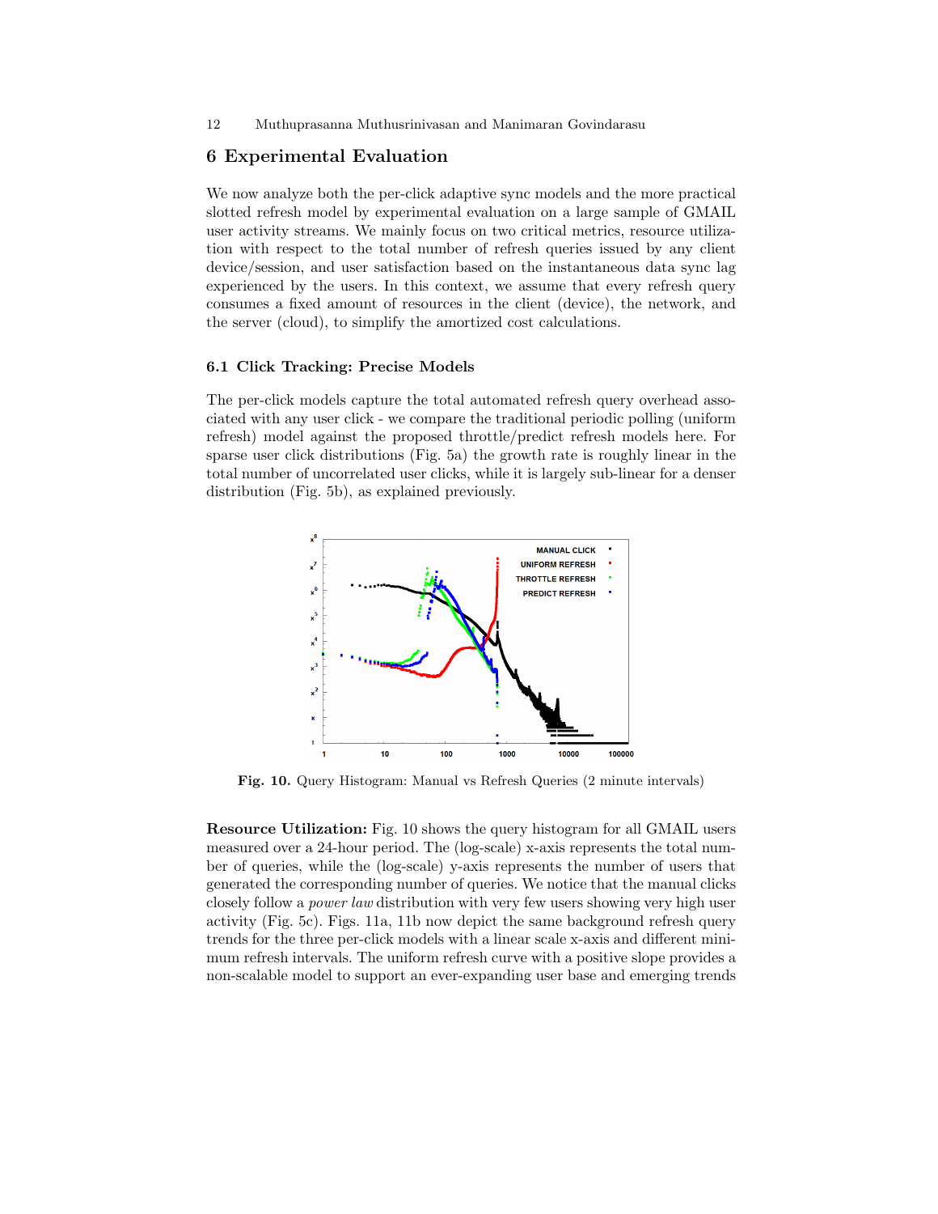## 6 Experimental Evaluation

We now analyze both the per-click adaptive sync models and the more practical slotted refresh model by experimental evaluation on a large sample of GMAIL user activity streams. We mainly focus on two critical metrics, resource utilization with respect to the total number of refresh queries issued by any client device/session, and user satisfaction based on the instantaneous data sync lag experienced by the users. In this context, we assume that every refresh query consumes a fixed amount of resources in the client (device), the network, and the server (cloud), to simplify the amortized cost calculations.

### 6.1 Click Tracking: Precise Models

The per-click models capture the total automated refresh query overhead associated with any user click - we compare the traditional periodic polling (uniform refresh) model against the proposed throttle/predict refresh models here. For sparse user click distributions (Fig. 5a) the growth rate is roughly linear in the total number of uncorrelated user clicks, while it is largely sub-linear for a denser distribution (Fig. 5b), as explained previously.

**Fig. 10.** Query Histogram: Manual vs Refresh Queries (2 minute intervals)

**Resource Utilization:** Fig. 10 shows the query histogram for all GMAIL users measured over a 24-hour period. The (log-scale) x-axis represents the total number of queries, while the (log-scale) y-axis represents the number of users that generated the corresponding number of queries. We notice that the manual clicks closely follow a *power law* distribution with very few users showing very high user activity (Fig. 5c). Figs. 11a, 11b now depict the same background refresh query trends for the three per-click models with a linear scale x-axis and different minimum refresh intervals. The uniform refresh curve with a positive slope provides a non-scalable model to support an ever-expanding user base and emerging trends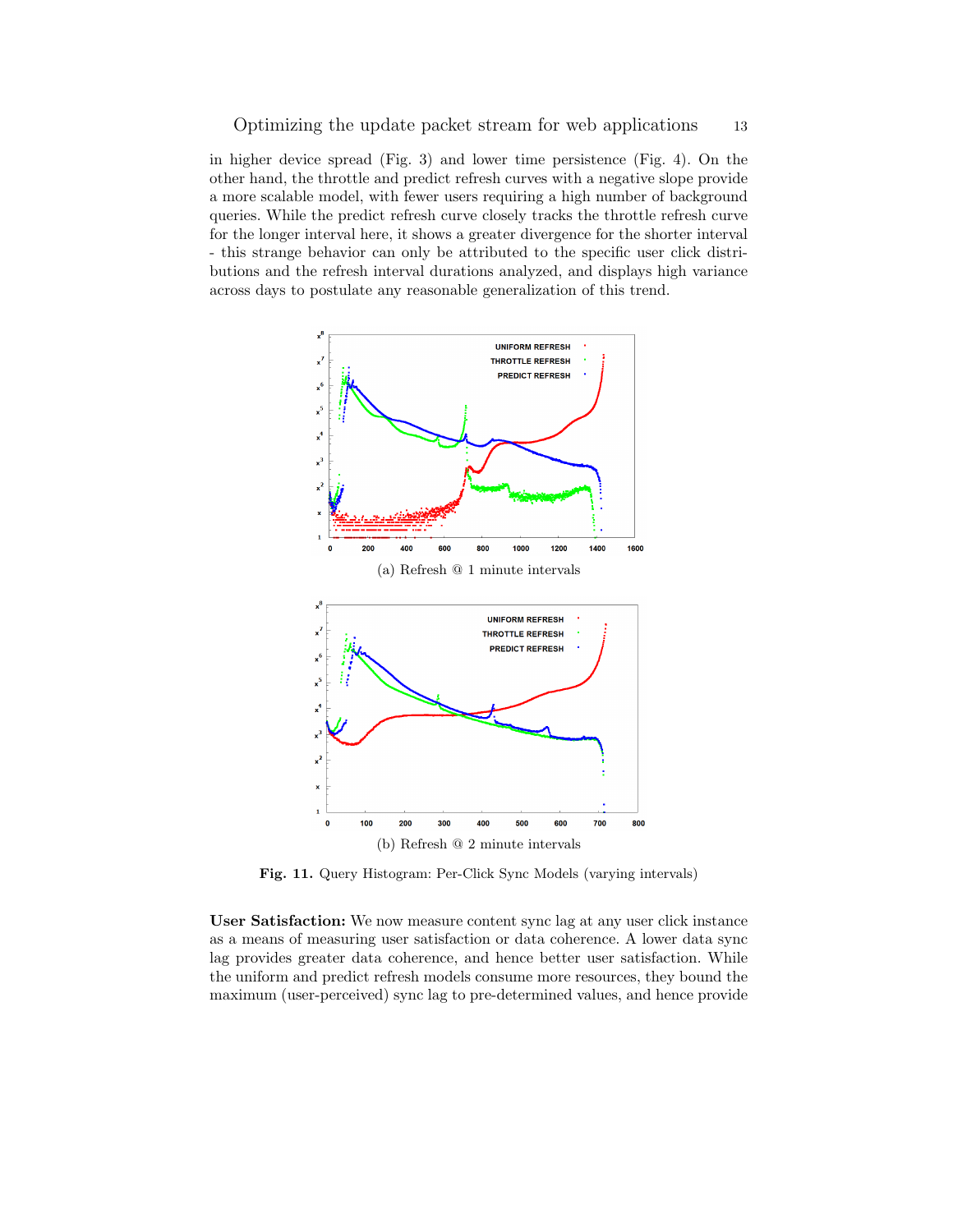in higher device spread (Fig. 3) and lower time persistence (Fig. 4). On the other hand, the throttle and predict refresh curves with a negative slope provide a more scalable model, with fewer users requiring a high number of background queries. While the predict refresh curve closely tracks the throttle refresh curve for the longer interval here, it shows a greater divergence for the shorter interval - this strange behavior can only be attributed to the specific user click distributions and the refresh interval durations analyzed, and displays high variance across days to postulate any reasonable generalization of this trend.

(a) Refresh @ 1 minute intervals

(b) Refresh @ 2 minute intervals

**Fig. 11.** Query Histogram: Per-Click Sync Models (varying intervals)

**User Satisfaction:** We now measure content sync lag at any user click instance as a means of measuring user satisfaction or data coherence. A lower data sync lag provides greater data coherence, and hence better user satisfaction. While the uniform and predict refresh models consume more resources, they bound the maximum (user-perceived) sync lag to pre-determined values, and hence provide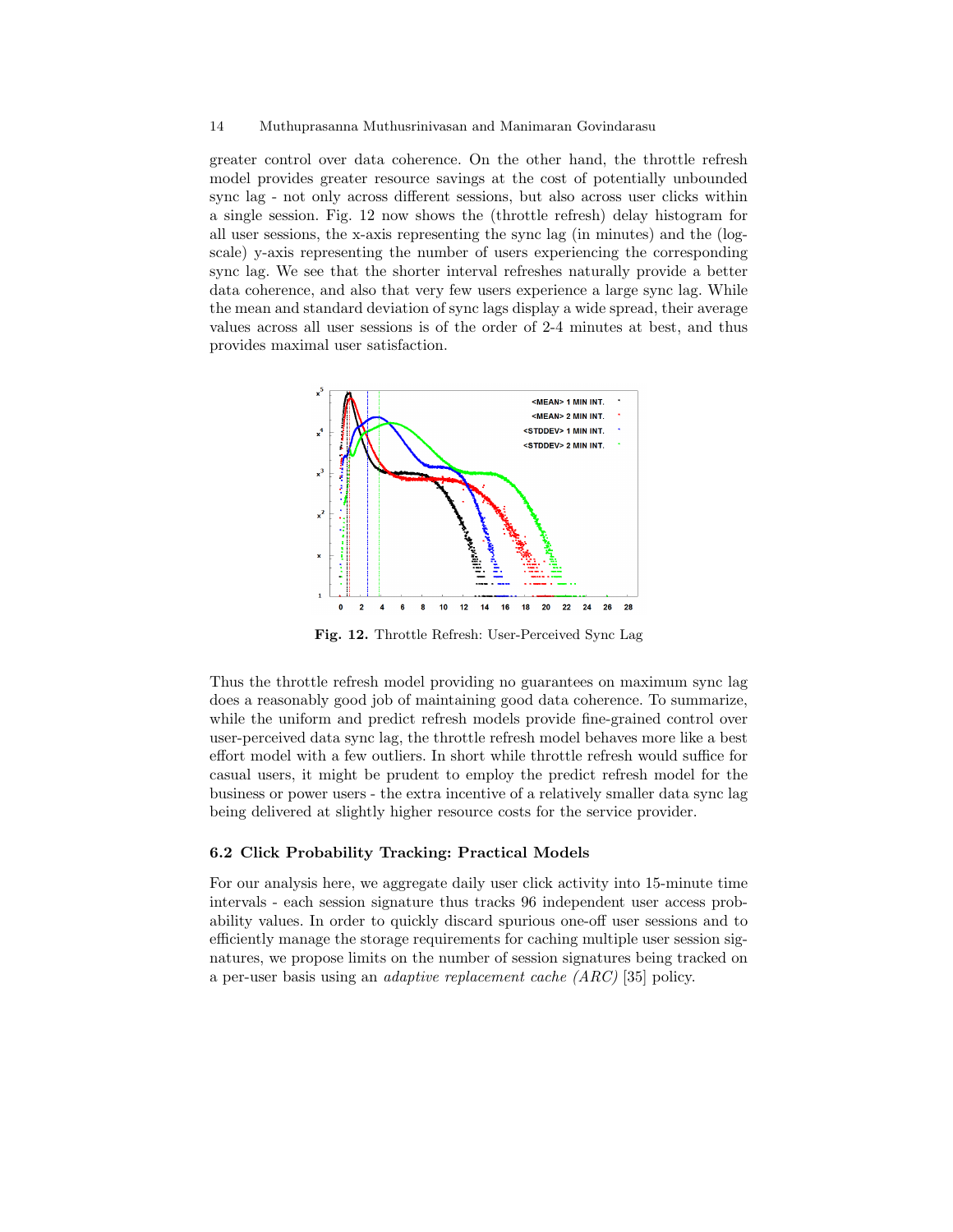greater control over data coherence. On the other hand, the throttle refresh model provides greater resource savings at the cost of potentially unbounded sync lag - not only across different sessions, but also across user clicks within a single session. Fig. 12 now shows the (throttle refresh) delay histogram for all user sessions, the x-axis representing the sync lag (in minutes) and the (log-scale) y-axis representing the number of users experiencing the corresponding sync lag. We see that the shorter interval refreshes naturally provide a better data coherence, and also that very few users experience a large sync lag. While the mean and standard deviation of sync lags display a wide spread, their average values across all user sessions is of the order of 2-4 minutes at best, and thus provides maximal user satisfaction.

**Fig. 12.** Throttle Refresh: User-Perceived Sync Lag

Thus the throttle refresh model providing no guarantees on maximum sync lag does a reasonably good job of maintaining good data coherence. To summarize, while the uniform and predict refresh models provide fine-grained control over user-perceived data sync lag, the throttle refresh model behaves more like a best effort model with a few outliers. In short while throttle refresh would suffice for casual users, it might be prudent to employ the predict refresh model for the business or power users - the extra incentive of a relatively smaller data sync lag being delivered at slightly higher resource costs for the service provider.

### 6.2 Click Probability Tracking: Practical Models

For our analysis here, we aggregate daily user click activity into 15-minute time intervals - each session signature thus tracks 96 independent user access probability values. In order to quickly discard spurious one-off user sessions and to efficiently manage the storage requirements for caching multiple user session signatures, we propose limits on the number of session signatures being tracked on a per-user basis using an *adaptive replacement cache (ARC)* [35] policy.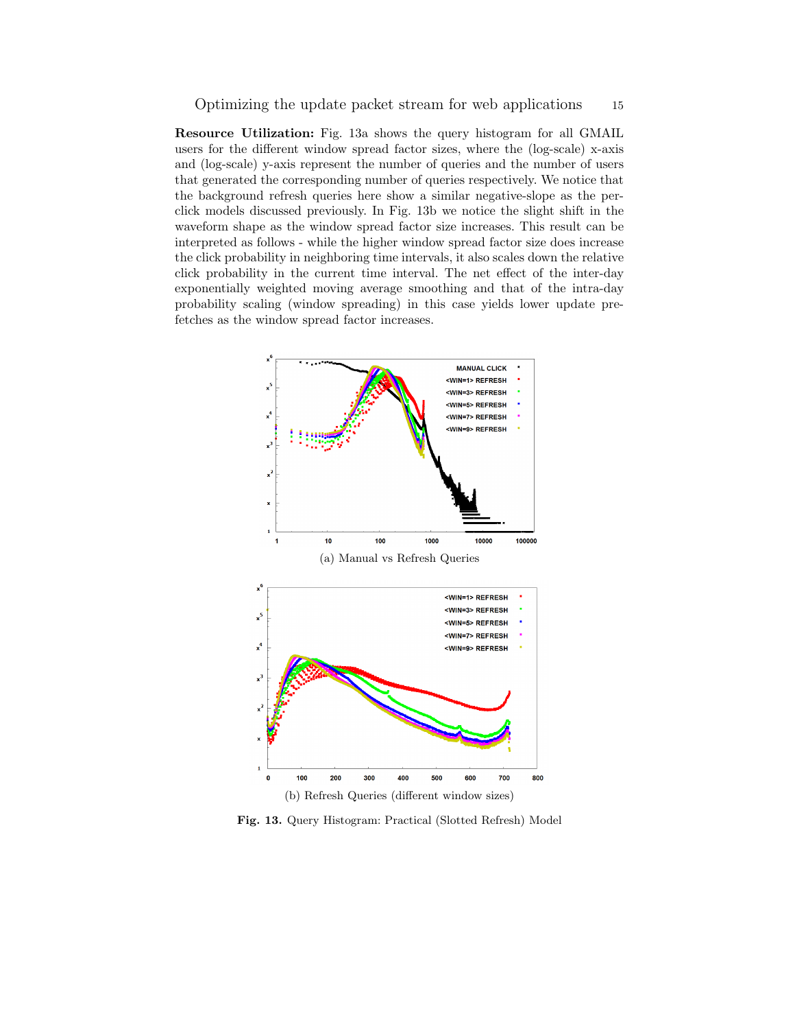**Resource Utilization:** Fig. 13a shows the query histogram for all GMAIL users for the different window spread factor sizes, where the (log-scale) x-axis and (log-scale) y-axis represent the number of queries and the number of users that generated the corresponding number of queries respectively. We notice that the background refresh queries here show a similar negative-slope as the per-click models discussed previously. In Fig. 13b we notice the slight shift in the waveform shape as the window spread factor size increases. This result can be interpreted as follows - while the higher window spread factor size does increase the click probability in neighboring time intervals, it also scales down the relative click probability in the current time interval. The net effect of the inter-day exponentially weighted moving average smoothing and that of the intra-day probability scaling (window spreading) in this case yields lower update pre-fetches as the window spread factor increases.

(a) Manual vs Refresh Queries

(b) Refresh Queries (different window sizes)

**Fig. 13.** Query Histogram: Practical (Slotted Refresh) Model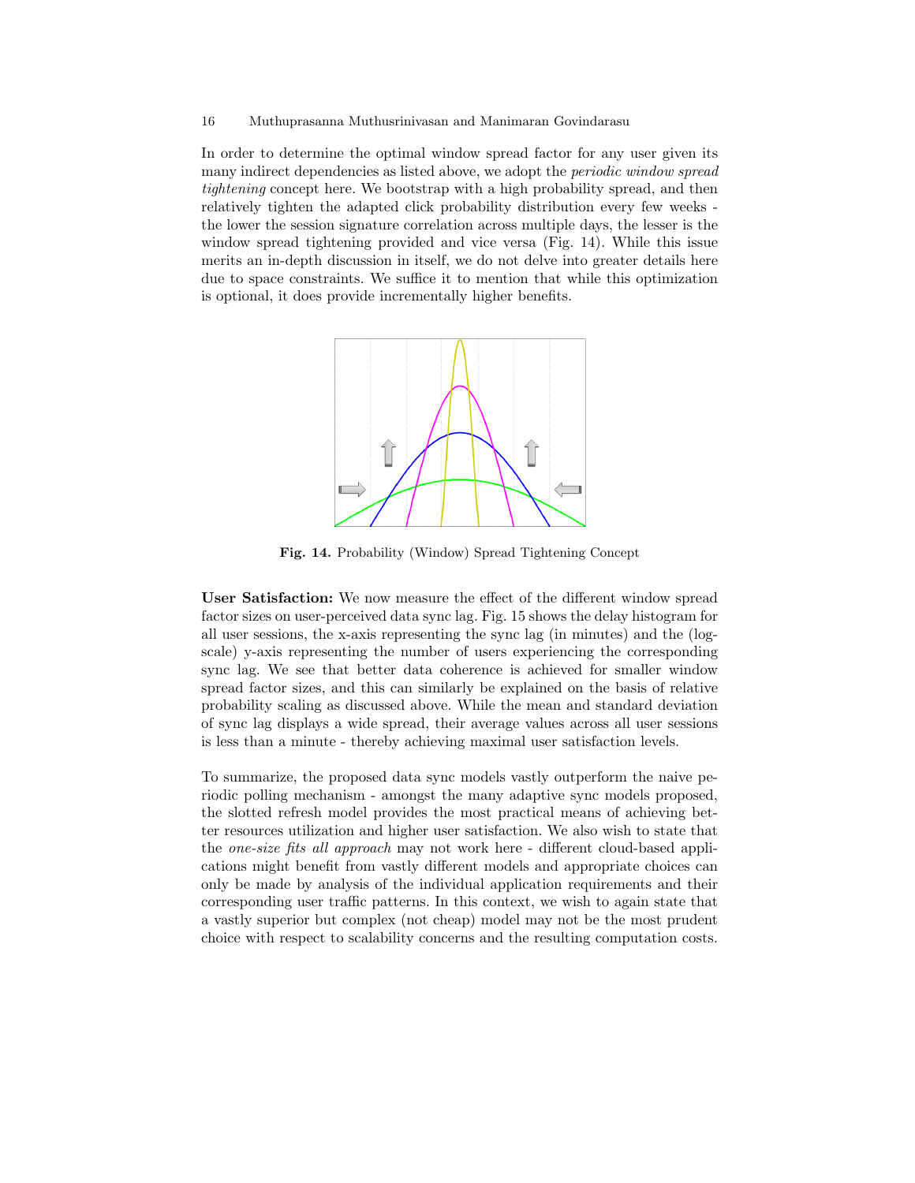In order to determine the optimal window spread factor for any user given its many indirect dependencies as listed above, we adopt the *periodic window spread tightening* concept here. We bootstrap with a high probability spread, and then relatively tighten the adapted click probability distribution every few weeks - the lower the session signature correlation across multiple days, the lesser is the window spread tightening provided and vice versa (Fig. 14). While this issue merits an in-depth discussion in itself, we do not delve into greater details here due to space constraints. We suffice it to mention that while this optimization is optional, it does provide incrementally higher benefits.

**Fig. 14.** Probability (Window) Spread Tightening Concept

**User Satisfaction:** We now measure the effect of the different window spread factor sizes on user-perceived data sync lag. Fig. 15 shows the delay histogram for all user sessions, the x-axis representing the sync lag (in minutes) and the (log-scale) y-axis representing the number of users experiencing the corresponding sync lag. We see that better data coherence is achieved for smaller window spread factor sizes, and this can similarly be explained on the basis of relative probability scaling as discussed above. While the mean and standard deviation of sync lag displays a wide spread, their average values across all user sessions is less than a minute - thereby achieving maximal user satisfaction levels.

To summarize, the proposed data sync models vastly outperform the naive periodic polling mechanism - amongst the many adaptive sync models proposed, the slotted refresh model provides the most practical means of achieving better resources utilization and higher user satisfaction. We also wish to state that the *one-size fits all approach* may not work here - different cloud-based applications might benefit from vastly different models and appropriate choices can only be made by analysis of the individual application requirements and their corresponding user traffic patterns. In this context, we wish to again state that a vastly superior but complex (not cheap) model may not be the most prudent choice with respect to scalability concerns and the resulting computation costs.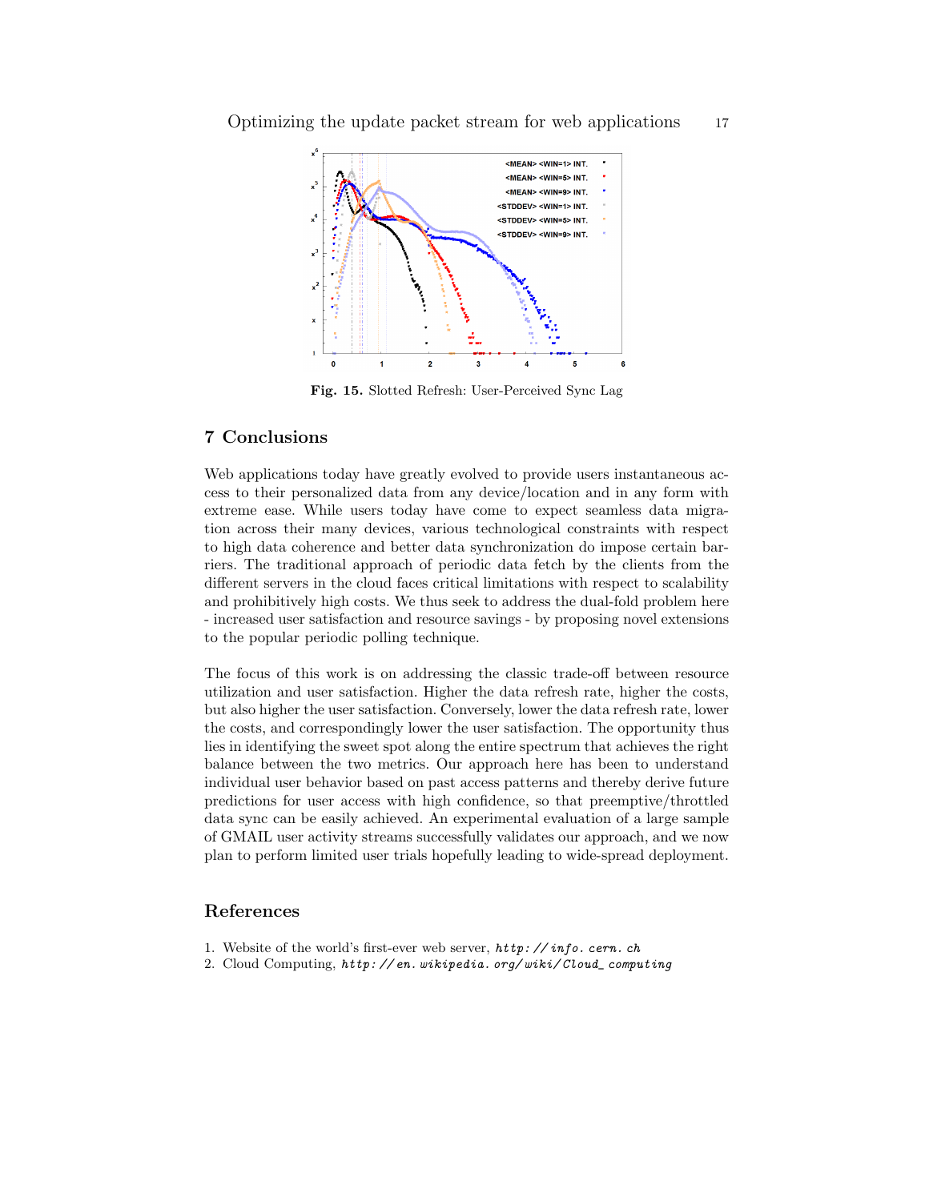<MEAN> <WIN=1> INT.
<MEAN> <WIN=5> INT.
<MEAN> <WIN=9> INT.
<STDDEV> <WIN=1> INT.
<STDDEV> <WIN=5> INT.
<STDDEV> <WIN=9> INT.

$x^6$ $x^5$ $x^4$ $x^3$ $x^2$ $x$ 1

0 1 2 3 4 5 6

**Fig. 15.** Slotted Refresh: User-Perceived Sync Lag

## 7 Conclusions

Web applications today have greatly evolved to provide users instantaneous access to their personalized data from any device/location and in any form with extreme ease. While users today have come to expect seamless data migration across their many devices, various technological constraints with respect to high data coherence and better data synchronization do impose certain barriers. The traditional approach of periodic data fetch by the clients from the different servers in the cloud faces critical limitations with respect to scalability and prohibitively high costs. We thus seek to address the dual-fold problem here - increased user satisfaction and resource savings - by proposing novel extensions to the popular periodic polling technique.

The focus of this work is on addressing the classic trade-off between resource utilization and user satisfaction. Higher the data refresh rate, higher the costs, but also higher the user satisfaction. Conversely, lower the data refresh rate, lower the costs, and correspondingly lower the user satisfaction. The opportunity thus lies in identifying the sweet spot along the entire spectrum that achieves the right balance between the two metrics. Our approach here has been to understand individual user behavior based on past access patterns and thereby derive future predictions for user access with high confidence, so that preemptive/throttled data sync can be easily achieved. An experimental evaluation of a large sample of GMAIL user activity streams successfully validates our approach, and we now plan to perform limited user trials hopefully leading to wide-spread deployment.

## References

1. Website of the world's first-ever web server, *http://info.cern.ch*
2. Cloud Computing, *http://en.wikipedia.org/wiki/Cloud_computing*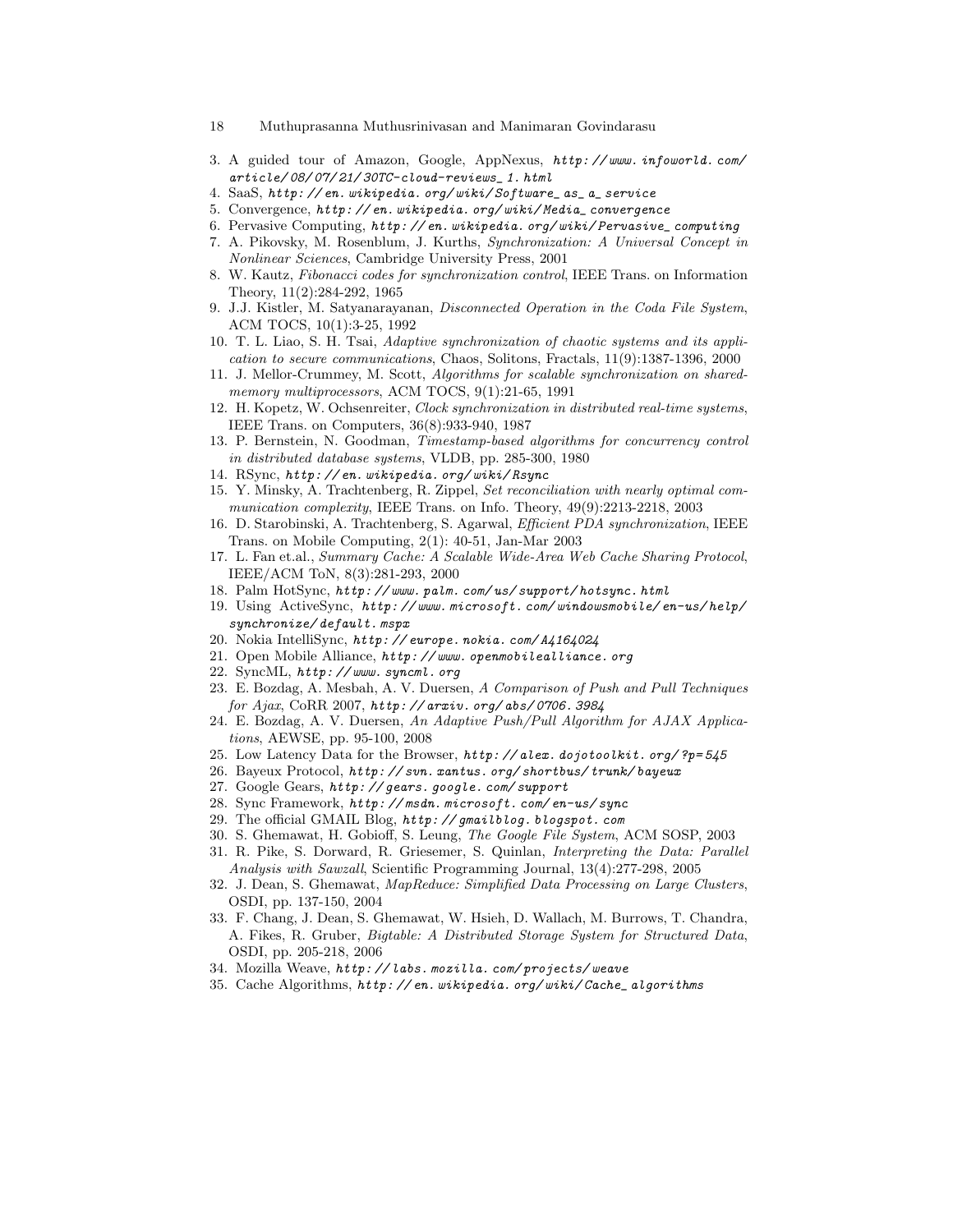3. A guided tour of Amazon, Google, AppNexus, *http://www.infoworld.com/article/08/07/21/30TC-cloud-reviews_1.html*
4. SaaS, *http://en.wikipedia.org/wiki/Software_as_a_service*
5. Convergence, *http://en.wikipedia.org/wiki/Media_convergence*
6. Pervasive Computing, *http://en.wikipedia.org/wiki/Pervasive_computing*
7. A. Pikovsky, M. Rosenblum, J. Kurths, *Synchronization: A Universal Concept in Nonlinear Sciences*, Cambridge University Press, 2001
8. W. Kautz, *Fibonacci codes for synchronization control*, IEEE Trans. on Information Theory, 11(2):284-292, 1965
9. J.J. Kistler, M. Satyanarayanan, *Disconnected Operation in the Coda File System*, ACM TOCS, 10(1):3-25, 1992
10. T. L. Liao, S. H. Tsai, *Adaptive synchronization of chaotic systems and its application to secure communications*, Chaos, Solitons, Fractals, 11(9):1387-1396, 2000
11. J. Mellor-Crummey, M. Scott, *Algorithms for scalable synchronization on shared-memory multiprocessors*, ACM TOCS, 9(1):21-65, 1991
12. H. Kopetz, W. Ochsenreiter, *Clock synchronization in distributed real-time systems*, IEEE Trans. on Computers, 36(8):933-940, 1987
13. P. Bernstein, N. Goodman, *Timestamp-based algorithms for concurrency control in distributed database systems*, VLDB, pp. 285-300, 1980
14. RSync, *http://en.wikipedia.org/wiki/Rsync*
15. Y. Minsky, A. Trachtenberg, R. Zippel, *Set reconciliation with nearly optimal communication complexity*, IEEE Trans. on Info. Theory, 49(9):2213-2218, 2003
16. D. Starobinski, A. Trachtenberg, S. Agarwal, *Efficient PDA synchronization*, IEEE Trans. on Mobile Computing, 2(1): 40-51, Jan-Mar 2003
17. L. Fan et.al., *Summary Cache: A Scalable Wide-Area Web Cache Sharing Protocol*, IEEE/ACM ToN, 8(3):281-293, 2000
18. Palm HotSync, *http://www.palm.com/us/support/hotsync.html*
19. Using ActiveSync, *http://www.microsoft.com/windowsmobile/en-us/help/synchronize/default.mspx*
20. Nokia IntelliSync, *http://europe.nokia.com/A4164024*
21. Open Mobile Alliance, *http://www.openmobilealliance.org*
22. SyncML, *http://www.syncml.org*
23. E. Bozdag, A. Mesbah, A. V. Duersen, *A Comparison of Push and Pull Techniques for Ajax*, CoRR 2007, *http://arxiv.org/abs/0706.3984*
24. E. Bozdag, A. V. Duersen, *An Adaptive Push/Pull Algorithm for AJAX Applications*, AEWSE, pp. 95-100, 2008
25. Low Latency Data for the Browser, *http://alex.dojotoolkit.org/?p=545*
26. Bayeux Protocol, *http://svn.xantus.org/shortbus/trunk/bayeux*
27. Google Gears, *http://gears.google.com/support*
28. Sync Framework, *http://msdn.microsoft.com/en-us/sync*
29. The official GMAIL Blog, *http://gmailblog.blogspot.com*
30. S. Ghemawat, H. Gobioff, S. Leung, *The Google File System*, ACM SOSP, 2003
31. R. Pike, S. Dorward, R. Griesemer, S. Quinlan, *Interpreting the Data: Parallel Analysis with Sawzall*, Scientific Programming Journal, 13(4):277-298, 2005
32. J. Dean, S. Ghemawat, *MapReduce: Simplified Data Processing on Large Clusters*, OSDI, pp. 137-150, 2004
33. F. Chang, J. Dean, S. Ghemawat, W. Hsieh, D. Wallach, M. Burrows, T. Chandra, A. Fikes, R. Gruber, *Bigtable: A Distributed Storage System for Structured Data*, OSDI, pp. 205-218, 2006
34. Mozilla Weave, *http://labs.mozilla.com/projects/weave*
35. Cache Algorithms, *http://en.wikipedia.org/wiki/Cache_algorithms*